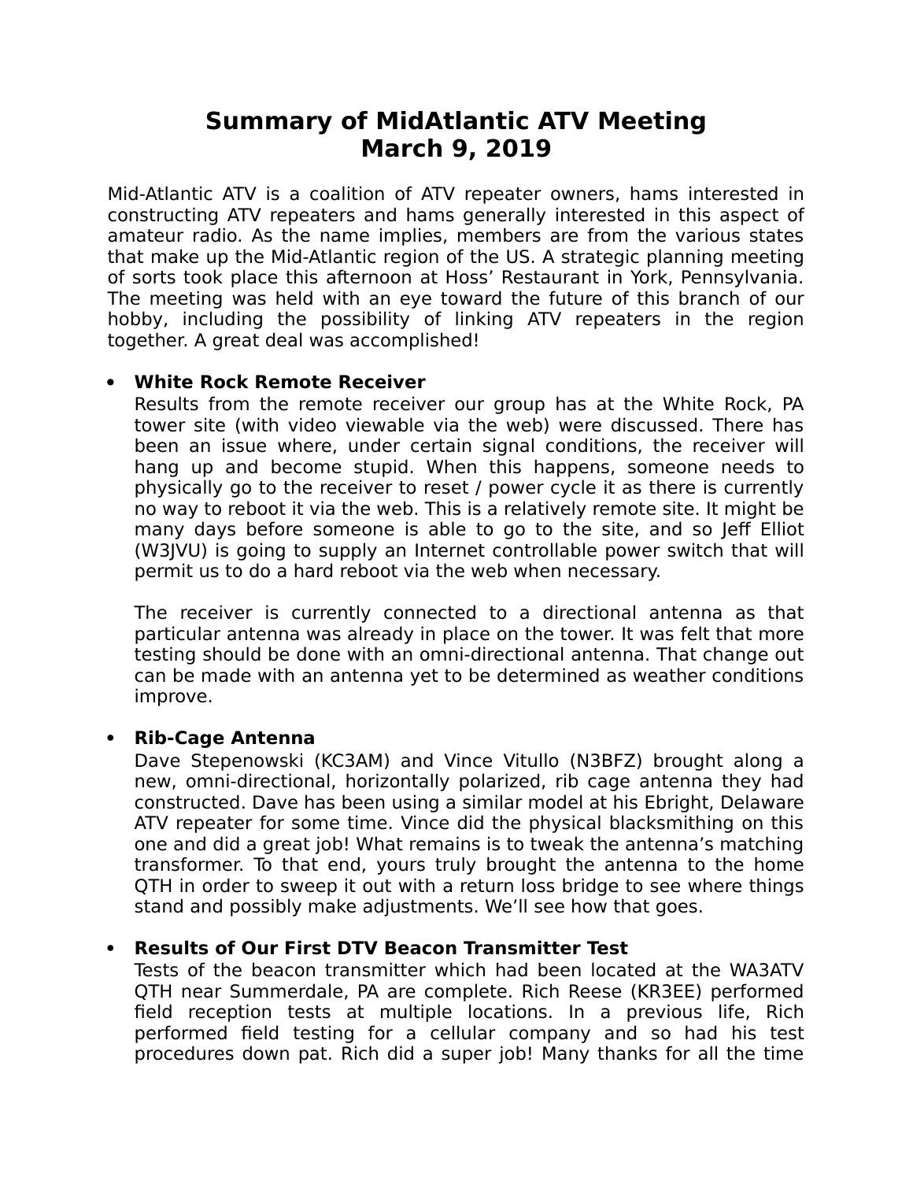# Summary of MidAtlantic ATV Meeting
# March 9, 2019

Mid-Atlantic ATV is a coalition of ATV repeater owners, hams interested in constructing ATV repeaters and hams generally interested in this aspect of amateur radio. As the name implies, members are from the various states that make up the Mid-Atlantic region of the US. A strategic planning meeting of sorts took place this afternoon at Hoss' Restaurant in York, Pennsylvania. The meeting was held with an eye toward the future of this branch of our hobby, including the possibility of linking ATV repeaters in the region together. A great deal was accomplished!

- **White Rock Remote Receiver**
  Results from the remote receiver our group has at the White Rock, PA tower site (with video viewable via the web) were discussed. There has been an issue where, under certain signal conditions, the receiver will hang up and become stupid. When this happens, someone needs to physically go to the receiver to reset / power cycle it as there is currently no way to reboot it via the web. This is a relatively remote site. It might be many days before someone is able to go to the site, and so Jeff Elliot (W3JVU) is going to supply an Internet controllable power switch that will permit us to do a hard reboot via the web when necessary.

  The receiver is currently connected to a directional antenna as that particular antenna was already in place on the tower. It was felt that more testing should be done with an omni-directional antenna. That change out can be made with an antenna yet to be determined as weather conditions improve.

- **Rib-Cage Antenna**
  Dave Stepenowski (KC3AM) and Vince Vitullo (N3BFZ) brought along a new, omni-directional, horizontally polarized, rib cage antenna they had constructed. Dave has been using a similar model at his Ebright, Delaware ATV repeater for some time. Vince did the physical blacksmithing on this one and did a great job! What remains is to tweak the antenna's matching transformer. To that end, yours truly brought the antenna to the home QTH in order to sweep it out with a return loss bridge to see where things stand and possibly make adjustments. We'll see how that goes.

- **Results of Our First DTV Beacon Transmitter Test**
  Tests of the beacon transmitter which had been located at the WA3ATV QTH near Summerdale, PA are complete. Rich Reese (KR3EE) performed field reception tests at multiple locations. In a previous life, Rich performed field testing for a cellular company and so had his test procedures down pat. Rich did a super job! Many thanks for all the time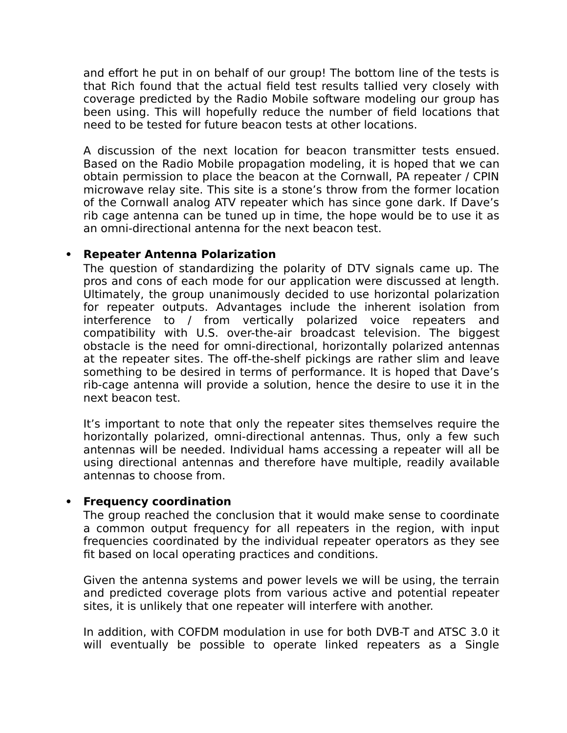and effort he put in on behalf of our group! The bottom line of the tests is that Rich found that the actual field test results tallied very closely with coverage predicted by the Radio Mobile software modeling our group has been using. This will hopefully reduce the number of field locations that need to be tested for future beacon tests at other locations.

A discussion of the next location for beacon transmitter tests ensued. Based on the Radio Mobile propagation modeling, it is hoped that we can obtain permission to place the beacon at the Cornwall, PA repeater / CPIN microwave relay site. This site is a stone's throw from the former location of the Cornwall analog ATV repeater which has since gone dark. If Dave's rib cage antenna can be tuned up in time, the hope would be to use it as an omni-directional antenna for the next beacon test.

- **Repeater Antenna Polarization**

  The question of standardizing the polarity of DTV signals came up. The pros and cons of each mode for our application were discussed at length. Ultimately, the group unanimously decided to use horizontal polarization for repeater outputs. Advantages include the inherent isolation from interference to / from vertically polarized voice repeaters and compatibility with U.S. over-the-air broadcast television. The biggest obstacle is the need for omni-directional, horizontally polarized antennas at the repeater sites. The off-the-shelf pickings are rather slim and leave something to be desired in terms of performance. It is hoped that Dave's rib-cage antenna will provide a solution, hence the desire to use it in the next beacon test.

  It's important to note that only the repeater sites themselves require the horizontally polarized, omni-directional antennas. Thus, only a few such antennas will be needed. Individual hams accessing a repeater will all be using directional antennas and therefore have multiple, readily available antennas to choose from.

- **Frequency coordination**

  The group reached the conclusion that it would make sense to coordinate a common output frequency for all repeaters in the region, with input frequencies coordinated by the individual repeater operators as they see fit based on local operating practices and conditions.

  Given the antenna systems and power levels we will be using, the terrain and predicted coverage plots from various active and potential repeater sites, it is unlikely that one repeater will interfere with another.

  In addition, with COFDM modulation in use for both DVB-T and ATSC 3.0 it will eventually be possible to operate linked repeaters as a Single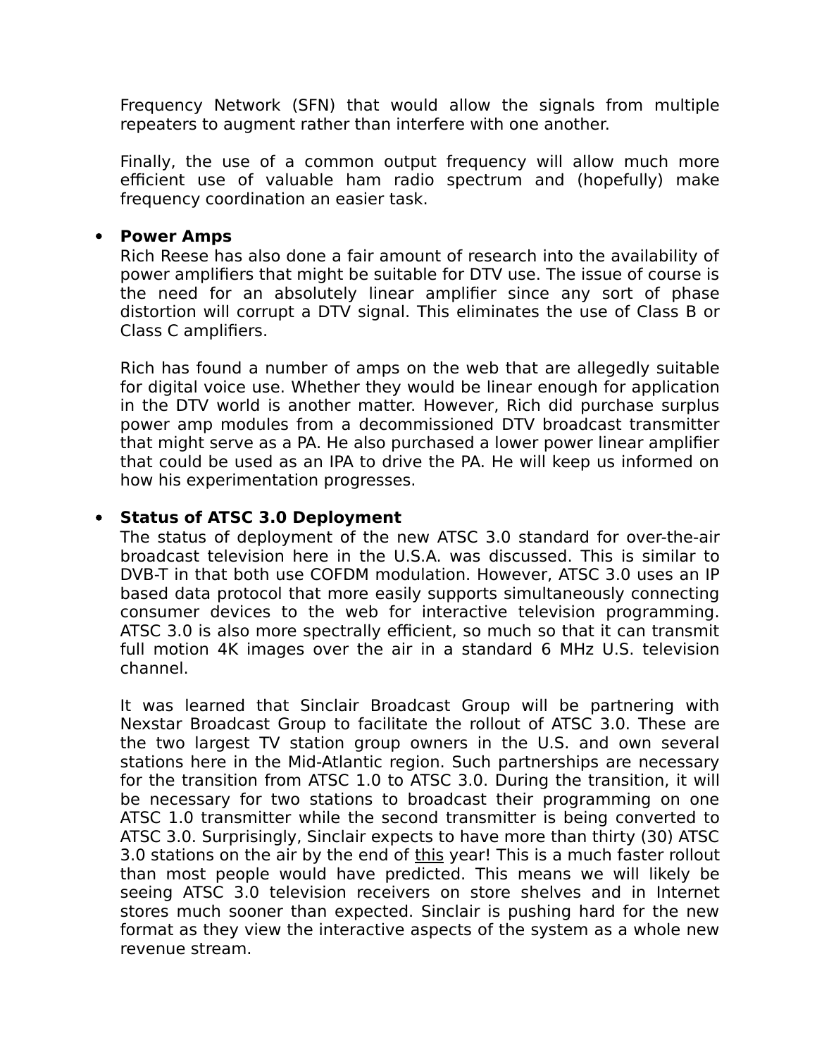Frequency Network (SFN) that would allow the signals from multiple repeaters to augment rather than interfere with one another.

Finally, the use of a common output frequency will allow much more efficient use of valuable ham radio spectrum and (hopefully) make frequency coordination an easier task.

- **Power Amps**
  Rich Reese has also done a fair amount of research into the availability of power amplifiers that might be suitable for DTV use. The issue of course is the need for an absolutely linear amplifier since any sort of phase distortion will corrupt a DTV signal. This eliminates the use of Class B or Class C amplifiers.

  Rich has found a number of amps on the web that are allegedly suitable for digital voice use. Whether they would be linear enough for application in the DTV world is another matter. However, Rich did purchase surplus power amp modules from a decommissioned DTV broadcast transmitter that might serve as a PA. He also purchased a lower power linear amplifier that could be used as an IPA to drive the PA. He will keep us informed on how his experimentation progresses.

- **Status of ATSC 3.0 Deployment**
  The status of deployment of the new ATSC 3.0 standard for over-the-air broadcast television here in the U.S.A. was discussed. This is similar to DVB-T in that both use COFDM modulation. However, ATSC 3.0 uses an IP based data protocol that more easily supports simultaneously connecting consumer devices to the web for interactive television programming. ATSC 3.0 is also more spectrally efficient, so much so that it can transmit full motion 4K images over the air in a standard 6 MHz U.S. television channel.

  It was learned that Sinclair Broadcast Group will be partnering with Nexstar Broadcast Group to facilitate the rollout of ATSC 3.0. These are the two largest TV station group owners in the U.S. and own several stations here in the Mid-Atlantic region. Such partnerships are necessary for the transition from ATSC 1.0 to ATSC 3.0. During the transition, it will be necessary for two stations to broadcast their programming on one ATSC 1.0 transmitter while the second transmitter is being converted to ATSC 3.0. Surprisingly, Sinclair expects to have more than thirty (30) ATSC 3.0 stations on the air by the end of this year! This is a much faster rollout than most people would have predicted. This means we will likely be seeing ATSC 3.0 television receivers on store shelves and in Internet stores much sooner than expected. Sinclair is pushing hard for the new format as they view the interactive aspects of the system as a whole new revenue stream.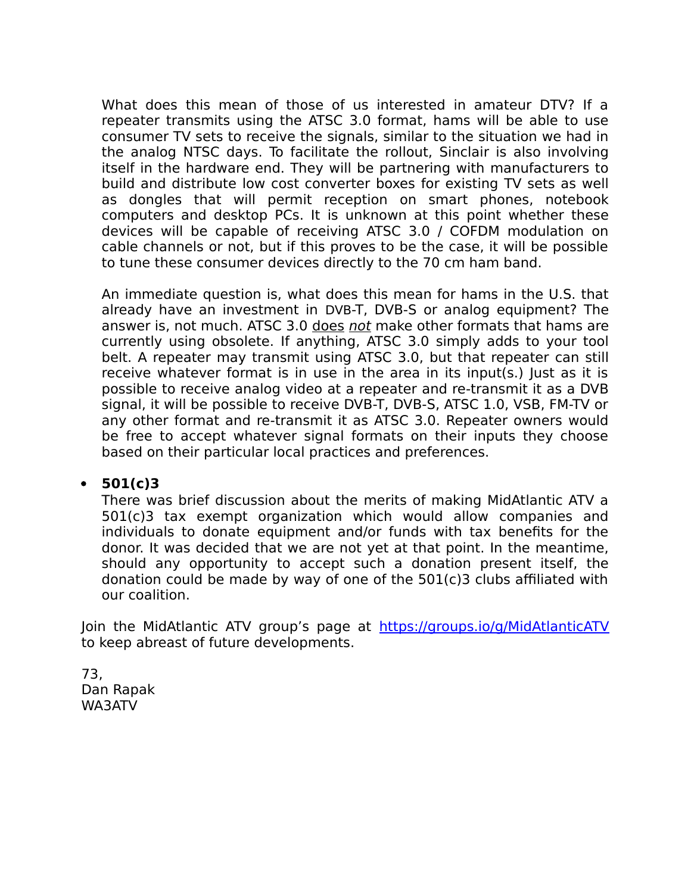What does this mean of those of us interested in amateur DTV? If a repeater transmits using the ATSC 3.0 format, hams will be able to use consumer TV sets to receive the signals, similar to the situation we had in the analog NTSC days. To facilitate the rollout, Sinclair is also involving itself in the hardware end. They will be partnering with manufacturers to build and distribute low cost converter boxes for existing TV sets as well as dongles that will permit reception on smart phones, notebook computers and desktop PCs. It is unknown at this point whether these devices will be capable of receiving ATSC 3.0 / COFDM modulation on cable channels or not, but if this proves to be the case, it will be possible to tune these consumer devices directly to the 70 cm ham band.

An immediate question is, what does this mean for hams in the U.S. that already have an investment in DVB-T, DVB-S or analog equipment? The answer is, not much. ATSC 3.0 <u>does</u> <u>*not*</u> make other formats that hams are currently using obsolete. If anything, ATSC 3.0 simply adds to your tool belt. A repeater may transmit using ATSC 3.0, but that repeater can still receive whatever format is in use in the area in its input(s.) Just as it is possible to receive analog video at a repeater and re-transmit it as a DVB signal, it will be possible to receive DVB-T, DVB-S, ATSC 1.0, VSB, FM-TV or any other format and re-transmit it as ATSC 3.0. Repeater owners would be free to accept whatever signal formats on their inputs they choose based on their particular local practices and preferences.

- **501(c)3**
  There was brief discussion about the merits of making MidAtlantic ATV a 501(c)3 tax exempt organization which would allow companies and individuals to donate equipment and/or funds with tax benefits for the donor. It was decided that we are not yet at that point. In the meantime, should any opportunity to accept such a donation present itself, the donation could be made by way of one of the 501(c)3 clubs affiliated with our coalition.

Join the MidAtlantic ATV group's page at https://groups.io/g/MidAtlanticATV to keep abreast of future developments.

73,
Dan Rapak
WA3ATV